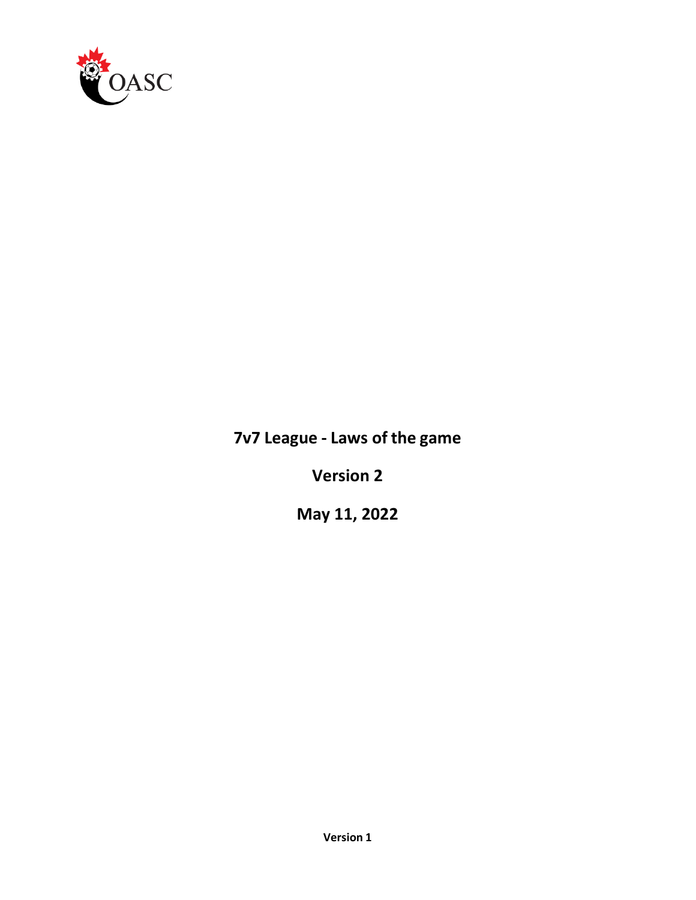OASC

# 7v7 League - Laws of the game

**Version 2**

**May 11, 2022**

**Version 1**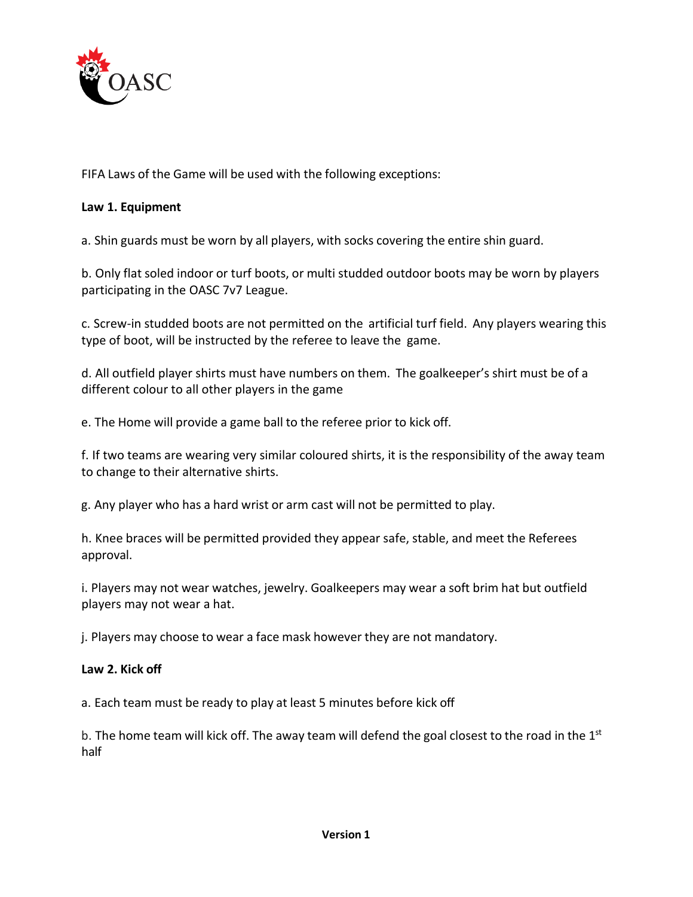FIFA Laws of the Game will be used with the following exceptions:

**Law 1. Equipment**

a. Shin guards must be worn by all players, with socks covering the entire shin guard.

b. Only flat soled indoor or turf boots, or multi studded outdoor boots may be worn by players participating in the OASC 7v7 League.

c. Screw-in studded boots are not permitted on the artificial turf field. Any players wearing this type of boot, will be instructed by the referee to leave the game.

d. All outfield player shirts must have numbers on them. The goalkeeper's shirt must be of a different colour to all other players in the game

e. The Home will provide a game ball to the referee prior to kick off.

f. If two teams are wearing very similar coloured shirts, it is the responsibility of the away team to change to their alternative shirts.

g. Any player who has a hard wrist or arm cast will not be permitted to play.

h. Knee braces will be permitted provided they appear safe, stable, and meet the Referees approval.

i. Players may not wear watches, jewelry. Goalkeepers may wear a soft brim hat but outfield players may not wear a hat.

j. Players may choose to wear a face mask however they are not mandatory.

**Law 2. Kick off**

a. Each team must be ready to play at least 5 minutes before kick off

b. The home team will kick off. The away team will defend the goal closest to the road in the 1st half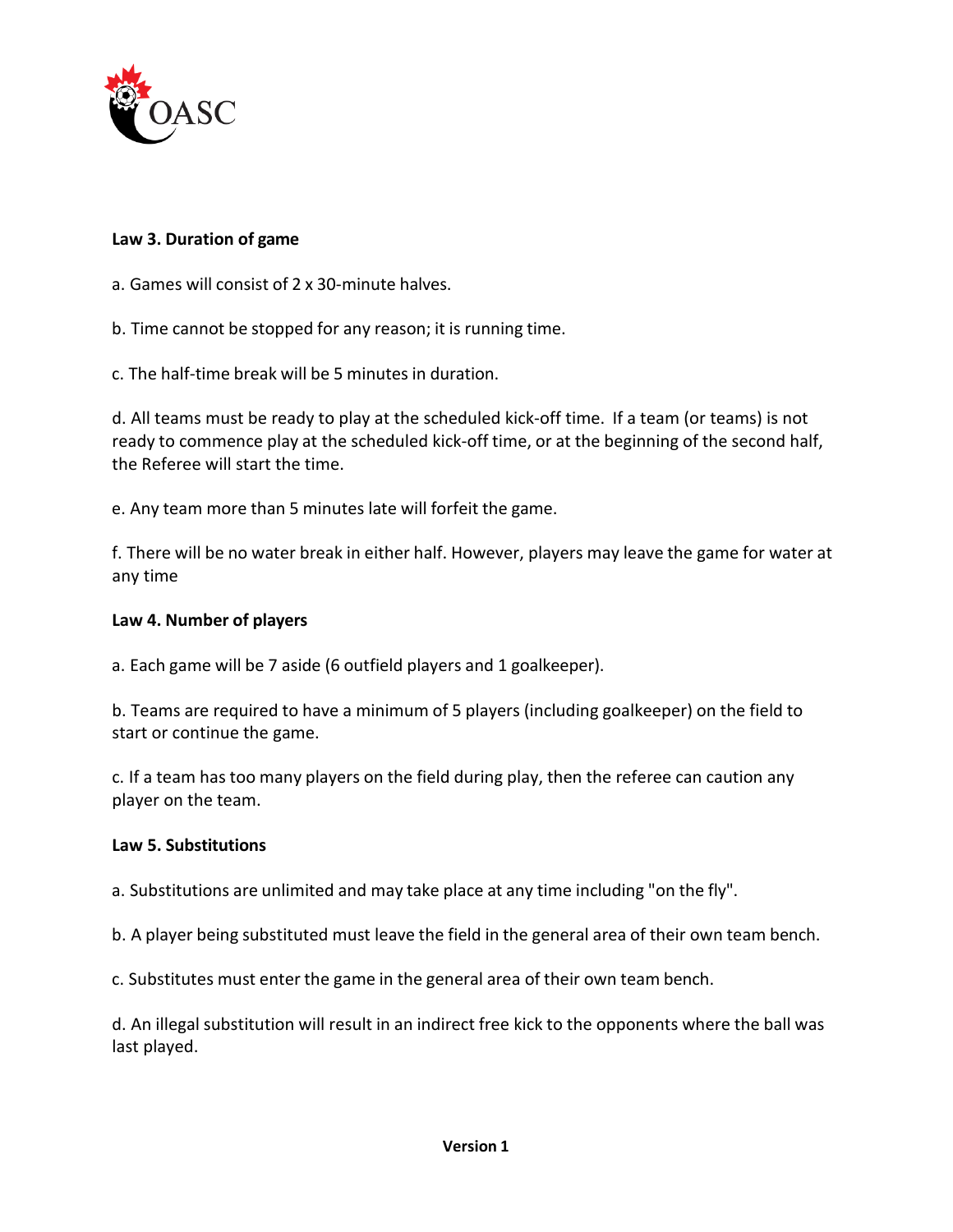**Law 3. Duration of game**

a. Games will consist of 2 x 30-minute halves.

b. Time cannot be stopped for any reason; it is running time.

c. The half-time break will be 5 minutes in duration.

d. All teams must be ready to play at the scheduled kick-off time. If a team (or teams) is not ready to commence play at the scheduled kick-off time, or at the beginning of the second half, the Referee will start the time.

e. Any team more than 5 minutes late will forfeit the game.

f. There will be no water break in either half. However, players may leave the game for water at any time

**Law 4. Number of players**

a. Each game will be 7 aside (6 outfield players and 1 goalkeeper).

b. Teams are required to have a minimum of 5 players (including goalkeeper) on the field to start or continue the game.

c. If a team has too many players on the field during play, then the referee can caution any player on the team.

**Law 5. Substitutions**

a. Substitutions are unlimited and may take place at any time including "on the fly".

b. A player being substituted must leave the field in the general area of their own team bench.

c. Substitutes must enter the game in the general area of their own team bench.

d. An illegal substitution will result in an indirect free kick to the opponents where the ball was last played.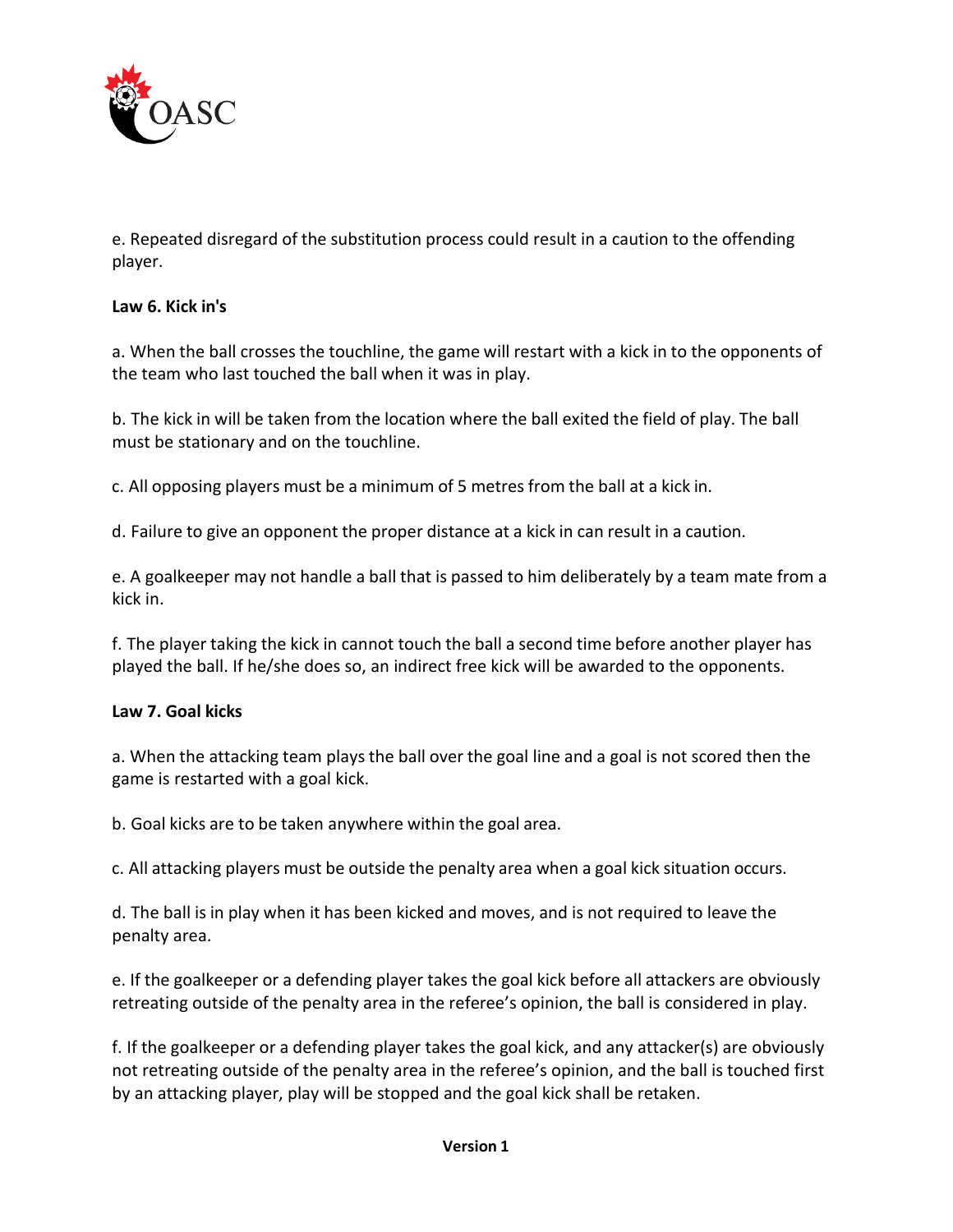e. Repeated disregard of the substitution process could result in a caution to the offending player.

**Law 6. Kick in's**

a. When the ball crosses the touchline, the game will restart with a kick in to the opponents of the team who last touched the ball when it was in play.

b. The kick in will be taken from the location where the ball exited the field of play. The ball must be stationary and on the touchline.

c. All opposing players must be a minimum of 5 metres from the ball at a kick in.

d. Failure to give an opponent the proper distance at a kick in can result in a caution.

e. A goalkeeper may not handle a ball that is passed to him deliberately by a team mate from a kick in.

f. The player taking the kick in cannot touch the ball a second time before another player has played the ball. If he/she does so, an indirect free kick will be awarded to the opponents.

**Law 7. Goal kicks**

a. When the attacking team plays the ball over the goal line and a goal is not scored then the game is restarted with a goal kick.

b. Goal kicks are to be taken anywhere within the goal area.

c. All attacking players must be outside the penalty area when a goal kick situation occurs.

d. The ball is in play when it has been kicked and moves, and is not required to leave the penalty area.

e. If the goalkeeper or a defending player takes the goal kick before all attackers are obviously retreating outside of the penalty area in the referee's opinion, the ball is considered in play.

f. If the goalkeeper or a defending player takes the goal kick, and any attacker(s) are obviously not retreating outside of the penalty area in the referee's opinion, and the ball is touched first by an attacking player, play will be stopped and the goal kick shall be retaken.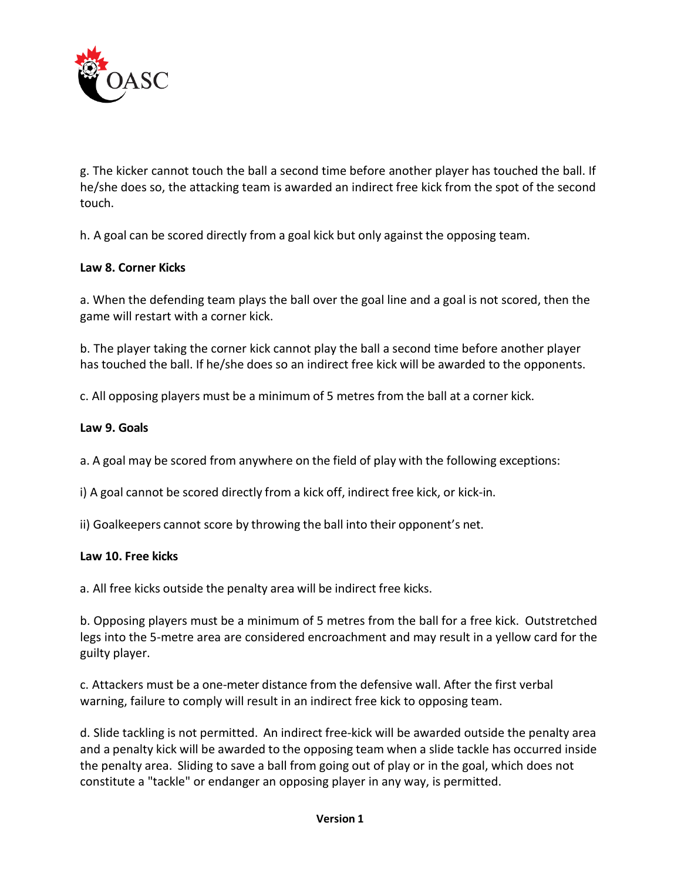g. The kicker cannot touch the ball a second time before another player has touched the ball. If he/she does so, the attacking team is awarded an indirect free kick from the spot of the second touch.

h. A goal can be scored directly from a goal kick but only against the opposing team.

**Law 8. Corner Kicks**

a. When the defending team plays the ball over the goal line and a goal is not scored, then the game will restart with a corner kick.

b. The player taking the corner kick cannot play the ball a second time before another player has touched the ball. If he/she does so an indirect free kick will be awarded to the opponents.

c. All opposing players must be a minimum of 5 metres from the ball at a corner kick.

**Law 9. Goals**

a. A goal may be scored from anywhere on the field of play with the following exceptions:

i) A goal cannot be scored directly from a kick off, indirect free kick, or kick-in.

ii) Goalkeepers cannot score by throwing the ball into their opponent's net.

**Law 10. Free kicks**

a. All free kicks outside the penalty area will be indirect free kicks.

b. Opposing players must be a minimum of 5 metres from the ball for a free kick. Outstretched legs into the 5-metre area are considered encroachment and may result in a yellow card for the guilty player.

c. Attackers must be a one-meter distance from the defensive wall. After the first verbal warning, failure to comply will result in an indirect free kick to opposing team.

d. Slide tackling is not permitted. An indirect free-kick will be awarded outside the penalty area and a penalty kick will be awarded to the opposing team when a slide tackle has occurred inside the penalty area. Sliding to save a ball from going out of play or in the goal, which does not constitute a "tackle" or endanger an opposing player in any way, is permitted.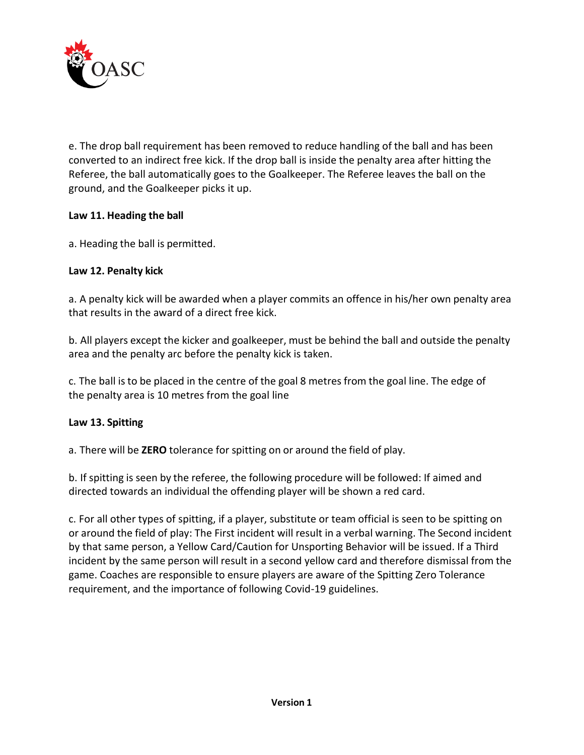e. The drop ball requirement has been removed to reduce handling of the ball and has been converted to an indirect free kick. If the drop ball is inside the penalty area after hitting the Referee, the ball automatically goes to the Goalkeeper. The Referee leaves the ball on the ground, and the Goalkeeper picks it up.

**Law 11. Heading the ball**

a. Heading the ball is permitted.

**Law 12. Penalty kick**

a. A penalty kick will be awarded when a player commits an offence in his/her own penalty area that results in the award of a direct free kick.

b. All players except the kicker and goalkeeper, must be behind the ball and outside the penalty area and the penalty arc before the penalty kick is taken.

c. The ball is to be placed in the centre of the goal 8 metres from the goal line. The edge of the penalty area is 10 metres from the goal line

**Law 13. Spitting**

a. There will be **ZERO** tolerance for spitting on or around the field of play.

b. If spitting is seen by the referee, the following procedure will be followed: If aimed and directed towards an individual the offending player will be shown a red card.

c. For all other types of spitting, if a player, substitute or team official is seen to be spitting on or around the field of play: The First incident will result in a verbal warning. The Second incident by that same person, a Yellow Card/Caution for Unsporting Behavior will be issued. If a Third incident by the same person will result in a second yellow card and therefore dismissal from the game. Coaches are responsible to ensure players are aware of the Spitting Zero Tolerance requirement, and the importance of following Covid-19 guidelines.

**Version 1**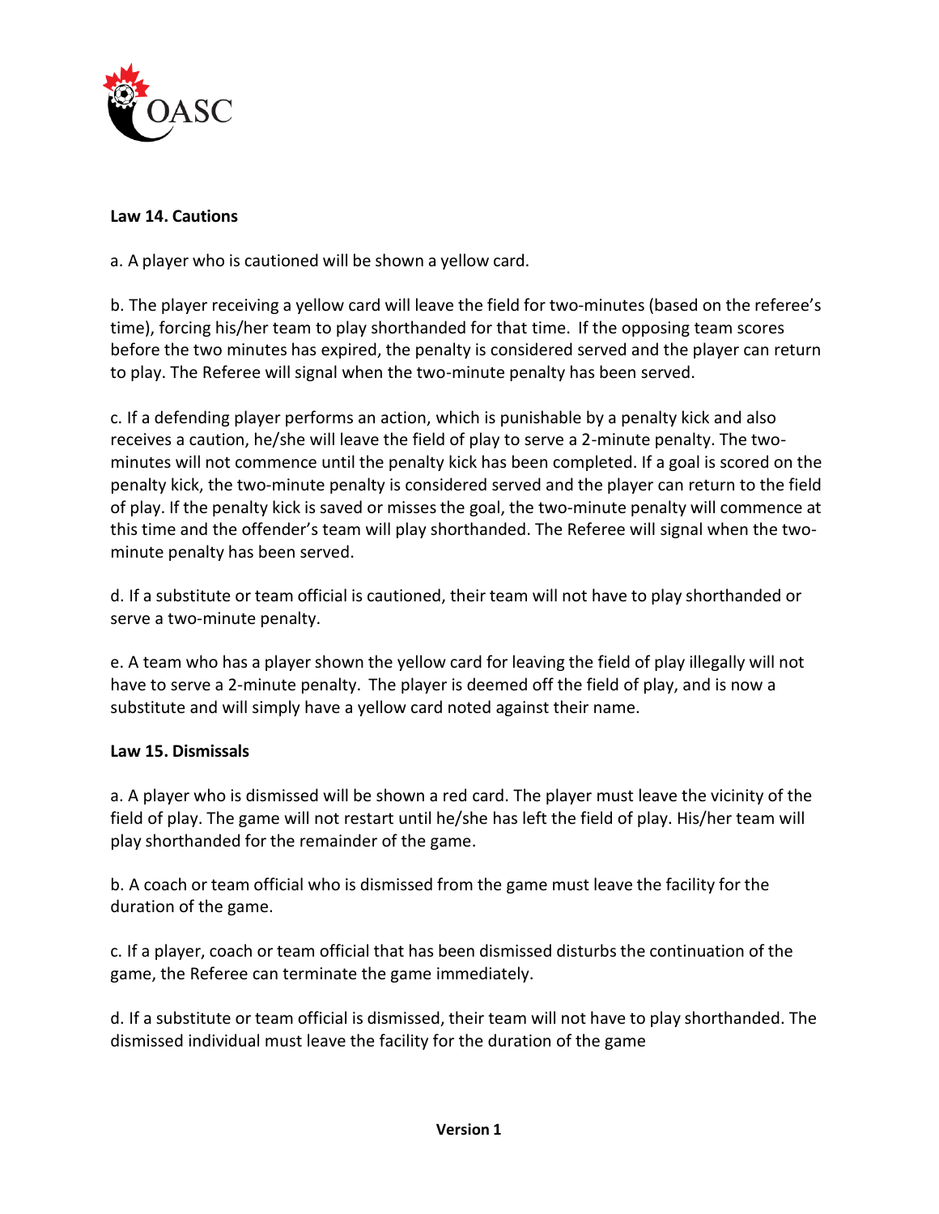**Law 14. Cautions**

a. A player who is cautioned will be shown a yellow card.

b. The player receiving a yellow card will leave the field for two-minutes (based on the referee's time), forcing his/her team to play shorthanded for that time. If the opposing team scores before the two minutes has expired, the penalty is considered served and the player can return to play. The Referee will signal when the two-minute penalty has been served.

c. If a defending player performs an action, which is punishable by a penalty kick and also receives a caution, he/she will leave the field of play to serve a 2-minute penalty. The two-minutes will not commence until the penalty kick has been completed. If a goal is scored on the penalty kick, the two-minute penalty is considered served and the player can return to the field of play. If the penalty kick is saved or misses the goal, the two-minute penalty will commence at this time and the offender's team will play shorthanded. The Referee will signal when the two-minute penalty has been served.

d. If a substitute or team official is cautioned, their team will not have to play shorthanded or serve a two-minute penalty.

e. A team who has a player shown the yellow card for leaving the field of play illegally will not have to serve a 2-minute penalty. The player is deemed off the field of play, and is now a substitute and will simply have a yellow card noted against their name.

**Law 15. Dismissals**

a. A player who is dismissed will be shown a red card. The player must leave the vicinity of the field of play. The game will not restart until he/she has left the field of play. His/her team will play shorthanded for the remainder of the game.

b. A coach or team official who is dismissed from the game must leave the facility for the duration of the game.

c. If a player, coach or team official that has been dismissed disturbs the continuation of the game, the Referee can terminate the game immediately.

d. If a substitute or team official is dismissed, their team will not have to play shorthanded. The dismissed individual must leave the facility for the duration of the game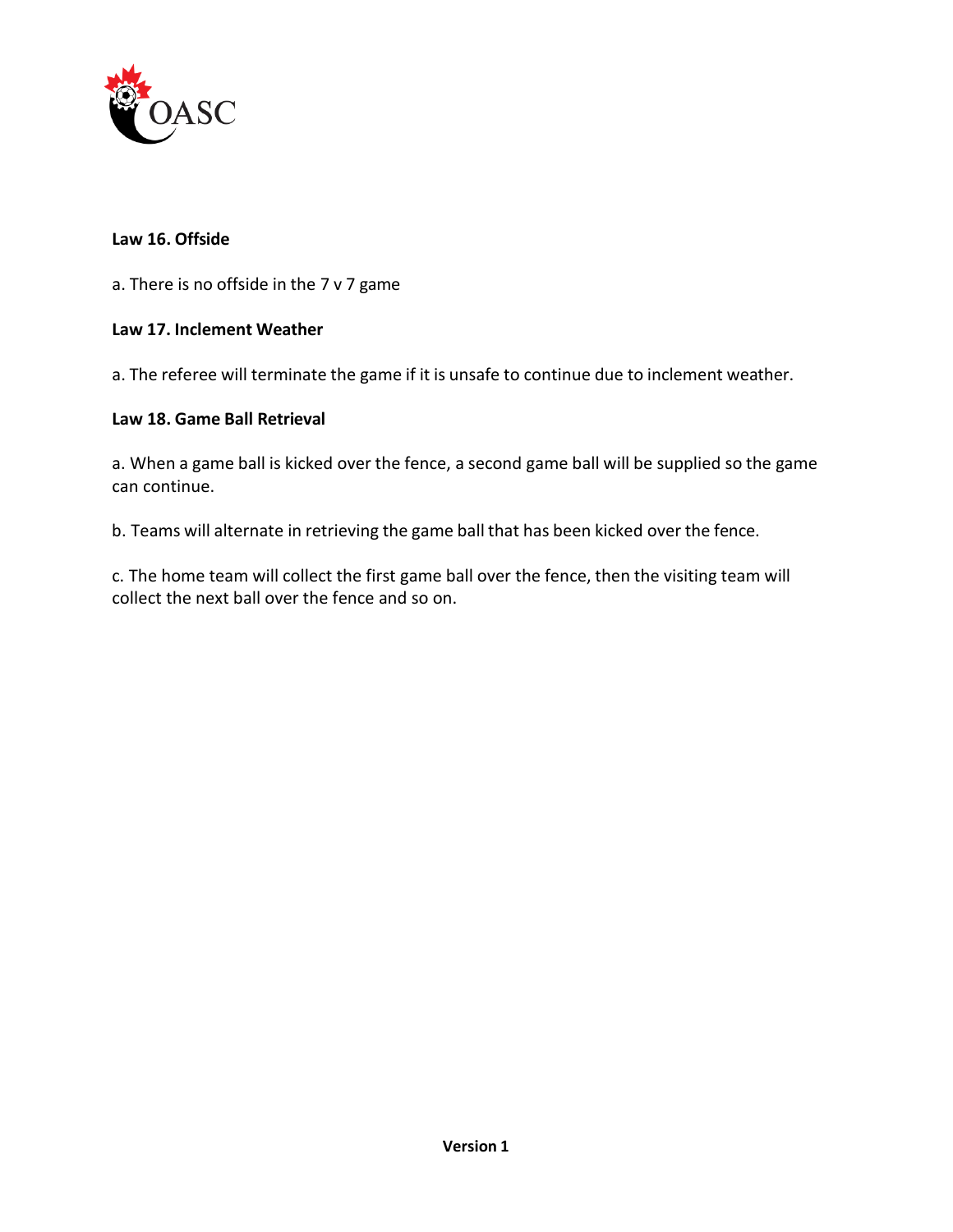**Law 16. Offside**

a. There is no offside in the 7 v 7 game

**Law 17. Inclement Weather**

a. The referee will terminate the game if it is unsafe to continue due to inclement weather.

**Law 18. Game Ball Retrieval**

a. When a game ball is kicked over the fence, a second game ball will be supplied so the game can continue.

b. Teams will alternate in retrieving the game ball that has been kicked over the fence.

c. The home team will collect the first game ball over the fence, then the visiting team will collect the next ball over the fence and so on.